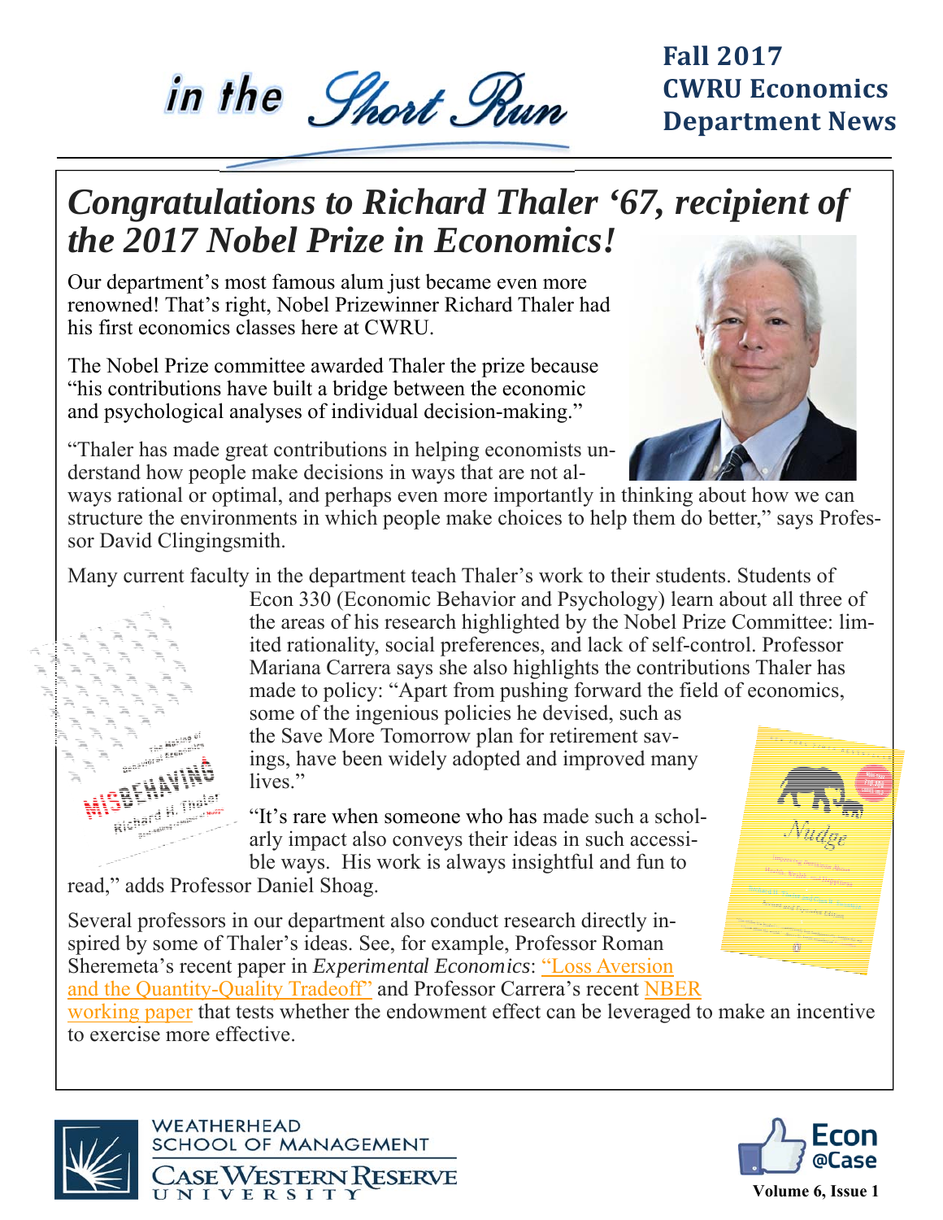# in the Short Run

**Fall 2017**
**CWRU Economics**
**Department News**

## *Congratulations to Richard Thaler '67, recipient of the 2017 Nobel Prize in Economics!*

Our department's most famous alum just became even more renowned! That's right, Nobel Prizewinner Richard Thaler had his first economics classes here at CWRU.

The Nobel Prize committee awarded Thaler the prize because "his contributions have built a bridge between the economic and psychological analyses of individual decision-making."

"Thaler has made great contributions in helping economists understand how people make decisions in ways that are not always rational or optimal, and perhaps even more importantly in thinking about how we can structure the environments in which people make choices to help them do better," says Professor David Clingingsmith.

Many current faculty in the department teach Thaler's work to their students. Students of Econ 330 (Economic Behavior and Psychology) learn about all three of the areas of his research highlighted by the Nobel Prize Committee: limited rationality, social preferences, and lack of self-control. Professor Mariana Carrera says she also highlights the contributions Thaler has made to policy: "Apart from pushing forward the field of economics, some of the ingenious policies he devised, such as the Save More Tomorrow plan for retirement savings, have been widely adopted and improved many lives."

"It's rare when someone who has made such a scholarly impact also conveys their ideas in such accessible ways. His work is always insightful and fun to read," adds Professor Daniel Shoag.

Several professors in our department also conduct research directly inspired by some of Thaler's ideas. See, for example, Professor Roman Sheremeta's recent paper in *Experimental Economics*: "Loss Aversion and the Quantity-Quality Tradeoff" and Professor Carrera's recent NBER working paper that tests whether the endowment effect can be leveraged to make an incentive to exercise more effective.

WEATHERHEAD SCHOOL OF MANAGEMENT
CASE WESTERN RESERVE UNIVERSITY

Econ @Case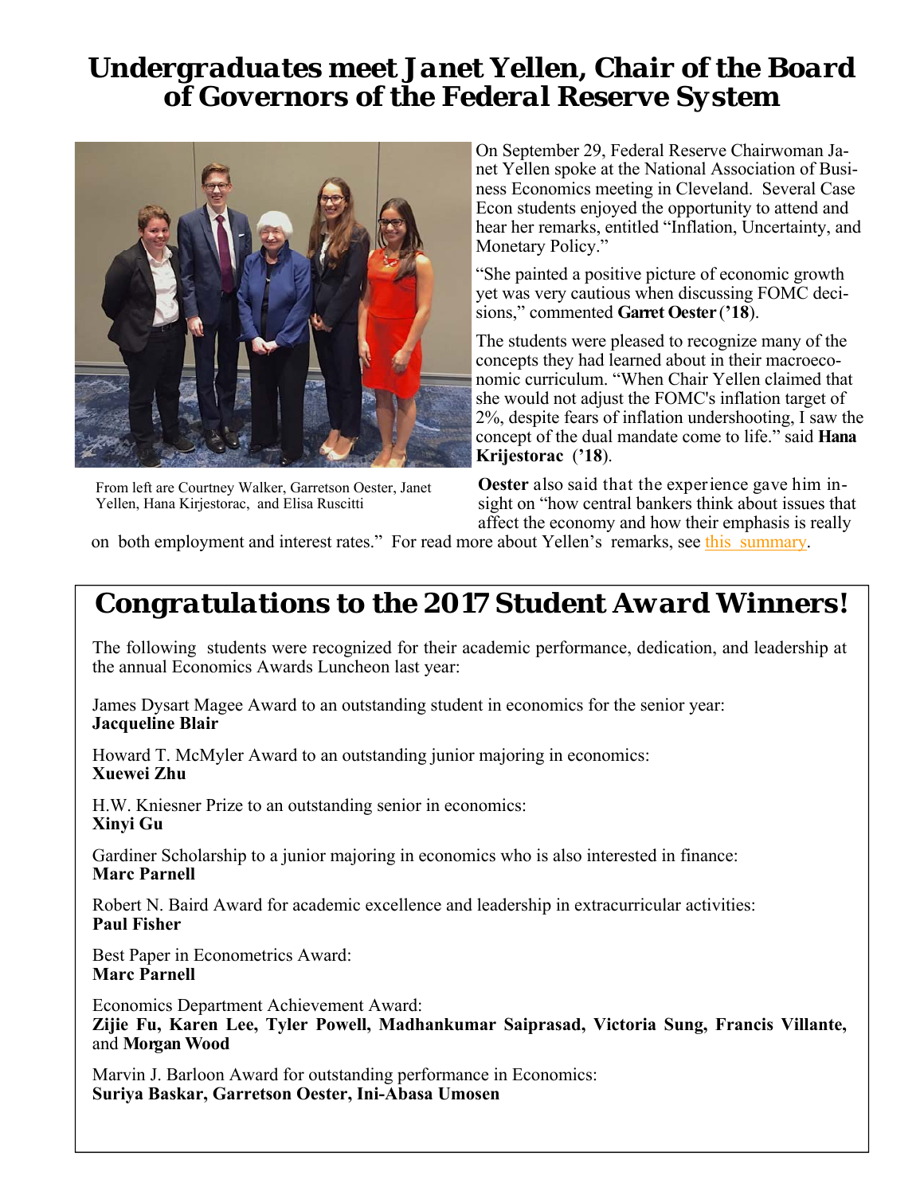# Undergraduates meet Janet Yellen, Chair of the Board of Governors of the Federal Reserve System

From left are Courtney Walker, Garretson Oester, Janet Yellen, Hana Kirjestorac, and Elisa Ruscitti

On September 29, Federal Reserve Chairwoman Janet Yellen spoke at the National Association of Business Economics meeting in Cleveland. Several Case Econ students enjoyed the opportunity to attend and hear her remarks, entitled "Inflation, Uncertainty, and Monetary Policy."

"She painted a positive picture of economic growth yet was very cautious when discussing FOMC decisions," commented **Garret Oester ('18)**.

The students were pleased to recognize many of the concepts they had learned about in their macroeconomic curriculum. "When Chair Yellen claimed that she would not adjust the FOMC's inflation target of 2%, despite fears of inflation undershooting, I saw the concept of the dual mandate come to life." said **Hana Krijestorac ('18)**.

**Oester** also said that the experience gave him insight on "how central bankers think about issues that affect the economy and how their emphasis is really on both employment and interest rates." For read more about Yellen's remarks, see this summary.

## Congratulations to the 2017 Student Award Winners!

The following students were recognized for their academic performance, dedication, and leadership at the annual Economics Awards Luncheon last year:

James Dysart Magee Award to an outstanding student in economics for the senior year:
**Jacqueline Blair**

Howard T. McMyler Award to an outstanding junior majoring in economics:
**Xuewei Zhu**

H.W. Kniesner Prize to an outstanding senior in economics:
**Xinyi Gu**

Gardiner Scholarship to a junior majoring in economics who is also interested in finance:
**Marc Parnell**

Robert N. Baird Award for academic excellence and leadership in extracurricular activities:
**Paul Fisher**

Best Paper in Econometrics Award:
**Marc Parnell**

Economics Department Achievement Award:
**Zijie Fu, Karen Lee, Tyler Powell, Madhankumar Saiprasad, Victoria Sung, Francis Villante,** and **Morgan Wood**

Marvin J. Barloon Award for outstanding performance in Economics:
**Suriya Baskar, Garretson Oester, Ini-Abasa Umosen**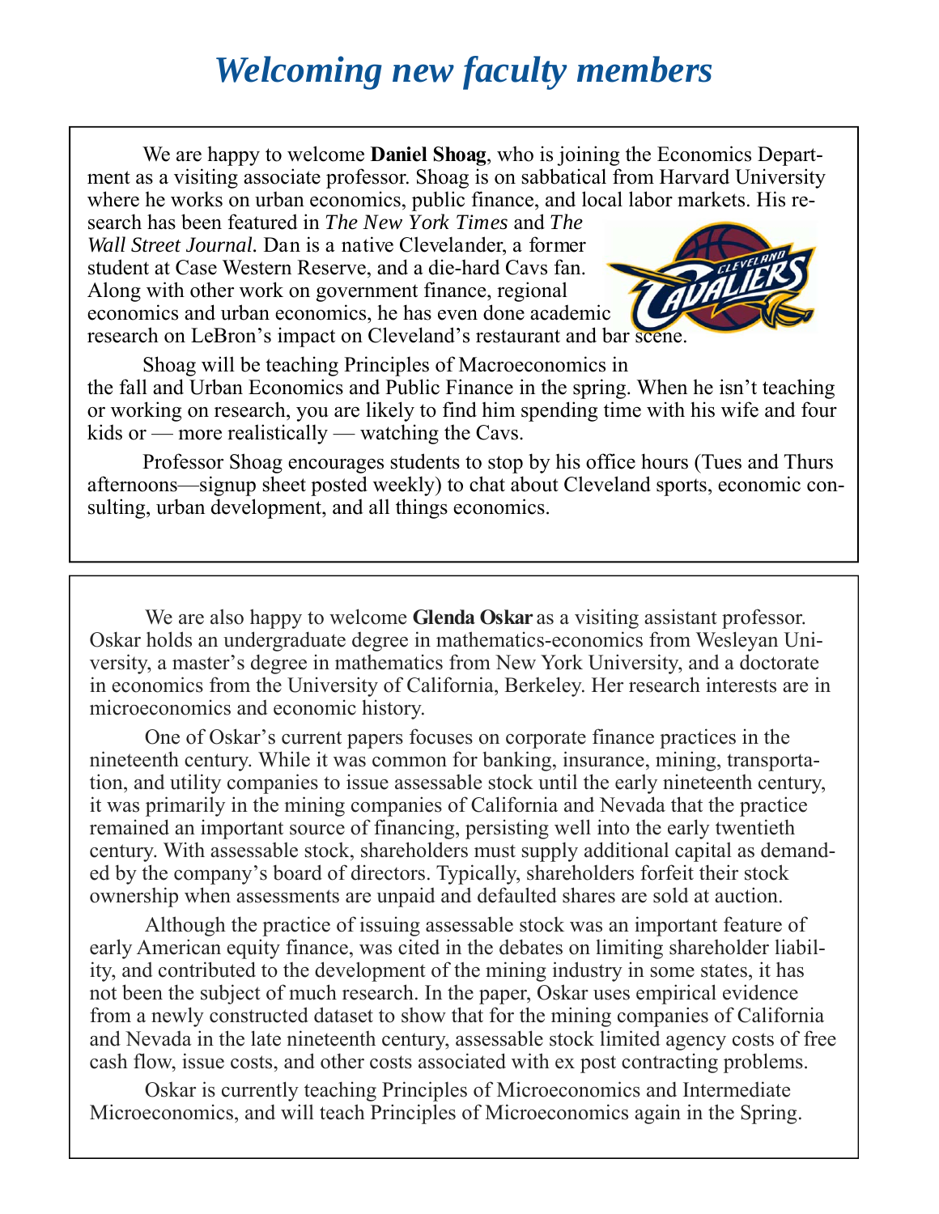# *Welcoming new faculty members*

We are happy to welcome **Daniel Shoag**, who is joining the Economics Department as a visiting associate professor. Shoag is on sabbatical from Harvard University where he works on urban economics, public finance, and local labor markets. His research has been featured in *The New York Times* and *The Wall Street Journal*. Dan is a native Clevelander, a former student at Case Western Reserve, and a die-hard Cavs fan. Along with other work on government finance, regional economics and urban economics, he has even done academic research on LeBron's impact on Cleveland's restaurant and bar scene.

Shoag will be teaching Principles of Macroeconomics in the fall and Urban Economics and Public Finance in the spring. When he isn't teaching or working on research, you are likely to find him spending time with his wife and four kids or — more realistically — watching the Cavs.

Professor Shoag encourages students to stop by his office hours (Tues and Thurs afternoons—signup sheet posted weekly) to chat about Cleveland sports, economic consulting, urban development, and all things economics.

We are also happy to welcome **Glenda Oskar** as a visiting assistant professor. Oskar holds an undergraduate degree in mathematics-economics from Wesleyan University, a master's degree in mathematics from New York University, and a doctorate in economics from the University of California, Berkeley. Her research interests are in microeconomics and economic history.

One of Oskar's current papers focuses on corporate finance practices in the nineteenth century. While it was common for banking, insurance, mining, transportation, and utility companies to issue assessable stock until the early nineteenth century, it was primarily in the mining companies of California and Nevada that the practice remained an important source of financing, persisting well into the early twentieth century. With assessable stock, shareholders must supply additional capital as demanded by the company's board of directors. Typically, shareholders forfeit their stock ownership when assessments are unpaid and defaulted shares are sold at auction.

Although the practice of issuing assessable stock was an important feature of early American equity finance, was cited in the debates on limiting shareholder liability, and contributed to the development of the mining industry in some states, it has not been the subject of much research. In the paper, Oskar uses empirical evidence from a newly constructed dataset to show that for the mining companies of California and Nevada in the late nineteenth century, assessable stock limited agency costs of free cash flow, issue costs, and other costs associated with ex post contracting problems.

Oskar is currently teaching Principles of Microeconomics and Intermediate Microeconomics, and will teach Principles of Microeconomics again in the Spring.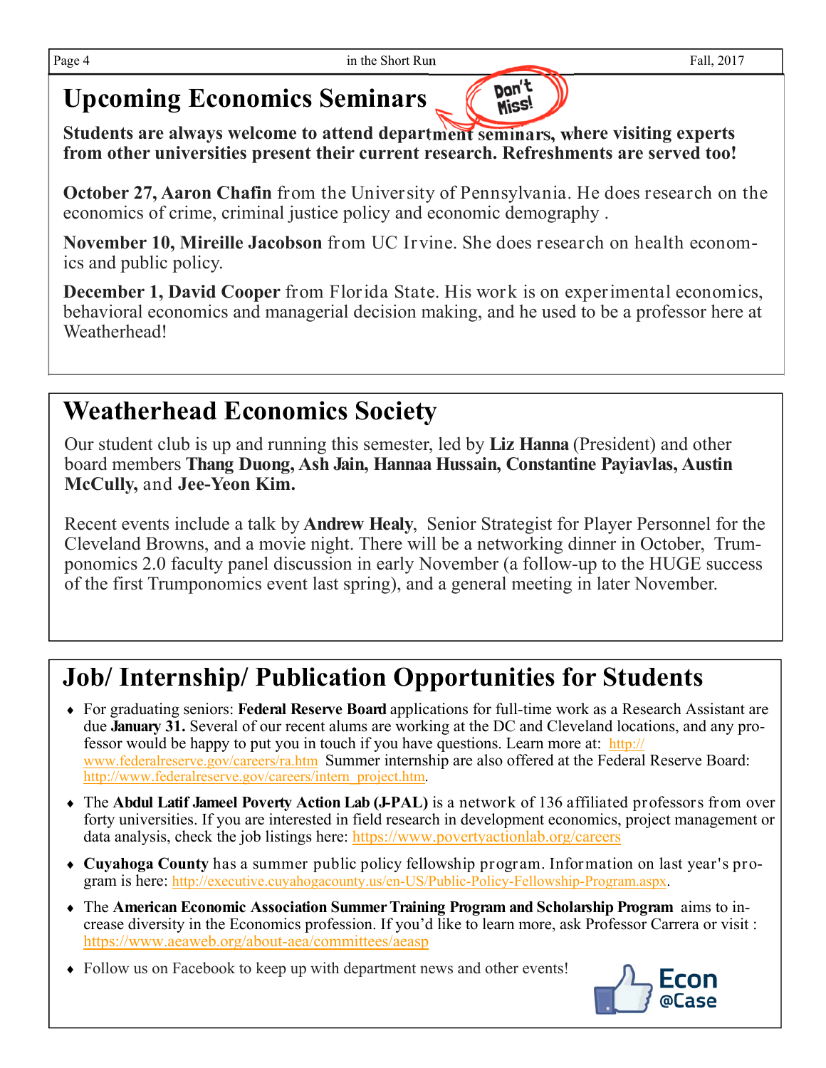## Upcoming Economics Seminars

Don't Miss!

**Students are always welcome to attend department seminars, where visiting experts from other universities present their current research. Refreshments are served too!**

**October 27, Aaron Chafin** from the University of Pennsylvania. He does research on the economics of crime, criminal justice policy and economic demography .

**November 10, Mireille Jacobson** from UC Irvine. She does research on health economics and public policy.

**December 1, David Cooper** from Florida State. His work is on experimental economics, behavioral economics and managerial decision making, and he used to be a professor here at Weatherhead!

## Weatherhead Economics Society

Our student club is up and running this semester, led by **Liz Hanna** (President) and other board members **Thang Duong, Ash Jain, Hannaa Hussain, Constantine Payiavlas, Austin McCully,** and **Jee-Yeon Kim.**

Recent events include a talk by **Andrew Healy**, Senior Strategist for Player Personnel for the Cleveland Browns, and a movie night. There will be a networking dinner in October, Trumponomics 2.0 faculty panel discussion in early November (a follow-up to the HUGE success of the first Trumponomics event last spring), and a general meeting in later November.

## Job/ Internship/ Publication Opportunities for Students

- For graduating seniors: **Federal Reserve Board** applications for full-time work as a Research Assistant are due **January 31.** Several of our recent alums are working at the DC and Cleveland locations, and any professor would be happy to put you in touch if you have questions. Learn more at: http://www.federalreserve.gov/careers/ra.htm Summer internship are also offered at the Federal Reserve Board: http://www.federalreserve.gov/careers/intern_project.htm.
- The **Abdul Latif Jameel Poverty Action Lab (J-PAL)** is a network of 136 affiliated professors from over forty universities. If you are interested in field research in development economics, project management or data analysis, check the job listings here: https://www.povertyactionlab.org/careers
- **Cuyahoga County** has a summer public policy fellowship program. Information on last year's program is here: http://executive.cuyahogacounty.us/en-US/Public-Policy-Fellowship-Program.aspx.
- The **American Economic Association Summer Training Program and Scholarship Program** aims to increase diversity in the Economics profession. If you'd like to learn more, ask Professor Carrera or visit : https://www.aeaweb.org/about-aea/committees/aeasp
- Follow us on Facebook to keep up with department news and other events!

Econ @Case